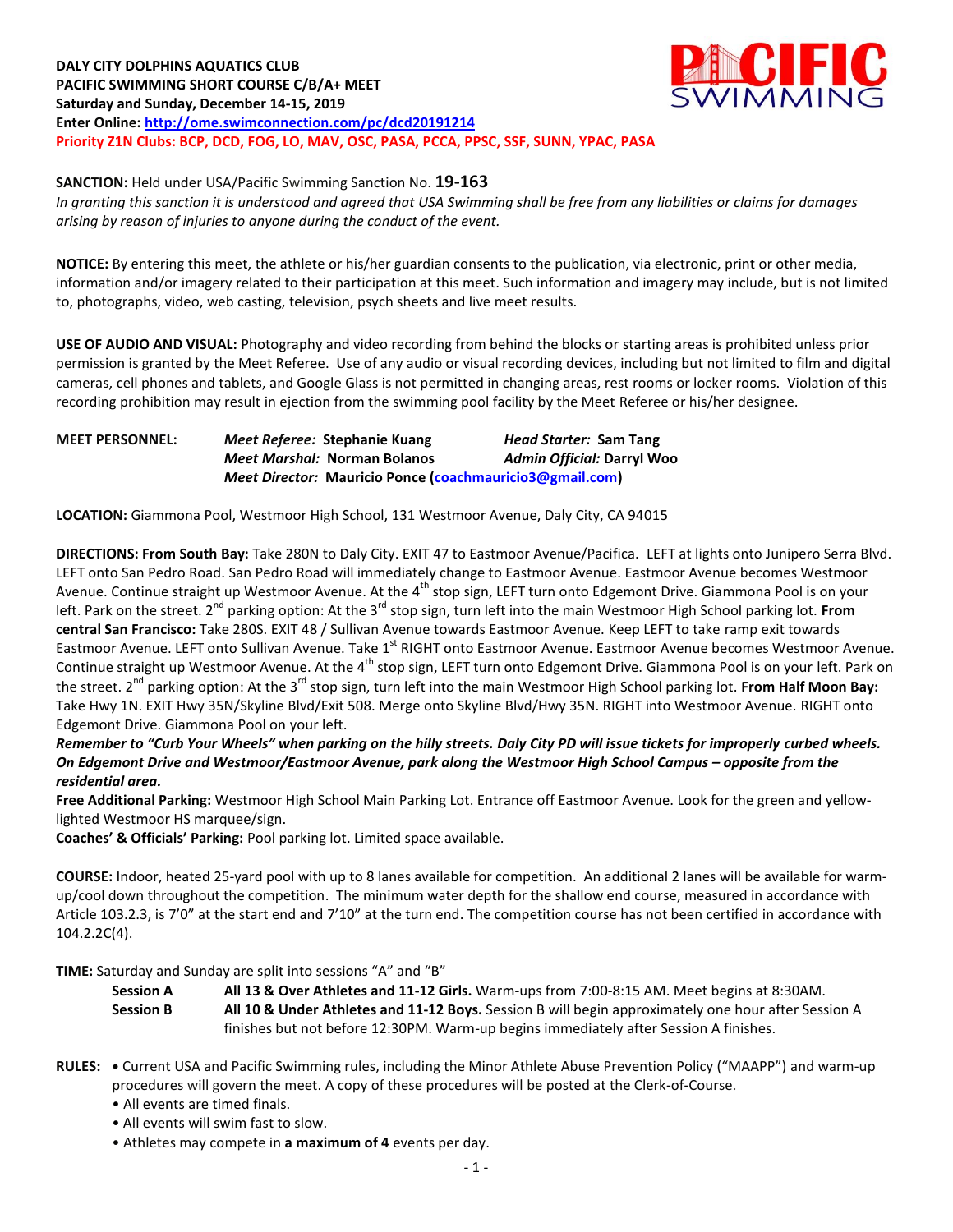**DALY CITY DOLPHINS AQUATICS CLUB**
**PACIFIC SWIMMING SHORT COURSE C/B/A+ MEET**
**Saturday and Sunday, December 14-15, 2019**
**Enter Online: http://ome.swimconnection.com/pc/dcd20191214**
**Priority Z1N Clubs: BCP, DCD, FOG, LO, MAV, OSC, PASA, PCCA, PPSC, SSF, SUNN, YPAC, PASA**

**SANCTION:** Held under USA/Pacific Swimming Sanction No. **19-163**
*In granting this sanction it is understood and agreed that USA Swimming shall be free from any liabilities or claims for damages arising by reason of injuries to anyone during the conduct of the event.*

**NOTICE:** By entering this meet, the athlete or his/her guardian consents to the publication, via electronic, print or other media, information and/or imagery related to their participation at this meet. Such information and imagery may include, but is not limited to, photographs, video, web casting, television, psych sheets and live meet results.

**USE OF AUDIO AND VISUAL:** Photography and video recording from behind the blocks or starting areas is prohibited unless prior permission is granted by the Meet Referee. Use of any audio or visual recording devices, including but not limited to film and digital cameras, cell phones and tablets, and Google Glass is not permitted in changing areas, rest rooms or locker rooms. Violation of this recording prohibition may result in ejection from the swimming pool facility by the Meet Referee or his/her designee.

**MEET PERSONNEL:**
*Meet Referee:* **Stephanie Kuang** — *Head Starter:* **Sam Tang**
*Meet Marshal:* **Norman Bolanos** — *Admin Official:* **Darryl Woo**
*Meet Director:* **Mauricio Ponce (coachmauricio3@gmail.com)**

**LOCATION:** Giammona Pool, Westmoor High School, 131 Westmoor Avenue, Daly City, CA 94015

**DIRECTIONS: From South Bay:** Take 280N to Daly City. EXIT 47 to Eastmoor Avenue/Pacifica. LEFT at lights onto Junipero Serra Blvd. LEFT onto San Pedro Road. San Pedro Road will immediately change to Eastmoor Avenue. Eastmoor Avenue becomes Westmoor Avenue. Continue straight up Westmoor Avenue. At the 4th stop sign, LEFT turn onto Edgemont Drive. Giammona Pool is on your left. Park on the street. 2nd parking option: At the 3rd stop sign, turn left into the main Westmoor High School parking lot. **From central San Francisco:** Take 280S. EXIT 48 / Sullivan Avenue towards Eastmoor Avenue. Keep LEFT to take ramp exit towards Eastmoor Avenue. LEFT onto Sullivan Avenue. Take 1st RIGHT onto Eastmoor Avenue. Eastmoor Avenue becomes Westmoor Avenue. Continue straight up Westmoor Avenue. At the 4th stop sign, LEFT turn onto Edgemont Drive. Giammona Pool is on your left. Park on the street. 2nd parking option: At the 3rd stop sign, turn left into the main Westmoor High School parking lot. **From Half Moon Bay:** Take Hwy 1N. EXIT Hwy 35N/Skyline Blvd/Exit 508. Merge onto Skyline Blvd/Hwy 35N. RIGHT into Westmoor Avenue. RIGHT onto Edgemont Drive. Giammona Pool on your left.
***Remember to "Curb Your Wheels" when parking on the hilly streets. Daly City PD will issue tickets for improperly curbed wheels. On Edgemont Drive and Westmoor/Eastmoor Avenue, park along the Westmoor High School Campus – opposite from the residential area.***
**Free Additional Parking:** Westmoor High School Main Parking Lot. Entrance off Eastmoor Avenue. Look for the green and yellow-lighted Westmoor HS marquee/sign.
**Coaches' & Officials' Parking:** Pool parking lot. Limited space available.

**COURSE:** Indoor, heated 25-yard pool with up to 8 lanes available for competition. An additional 2 lanes will be available for warm-up/cool down throughout the competition. The minimum water depth for the shallow end course, measured in accordance with Article 103.2.3, is 7'0" at the start end and 7'10" at the turn end. The competition course has not been certified in accordance with 104.2.2C(4).

**TIME:** Saturday and Sunday are split into sessions "A" and "B"

**Session A** — **All 13 & Over Athletes and 11-12 Girls.** Warm-ups from 7:00-8:15 AM. Meet begins at 8:30AM.
**Session B** — **All 10 & Under Athletes and 11-12 Boys.** Session B will begin approximately one hour after Session A finishes but not before 12:30PM. Warm-up begins immediately after Session A finishes.

**RULES:**
- Current USA and Pacific Swimming rules, including the Minor Athlete Abuse Prevention Policy ("MAAPP") and warm-up procedures will govern the meet. A copy of these procedures will be posted at the Clerk-of-Course.
- All events are timed finals.
- All events will swim fast to slow.
- Athletes may compete in **a maximum of 4** events per day.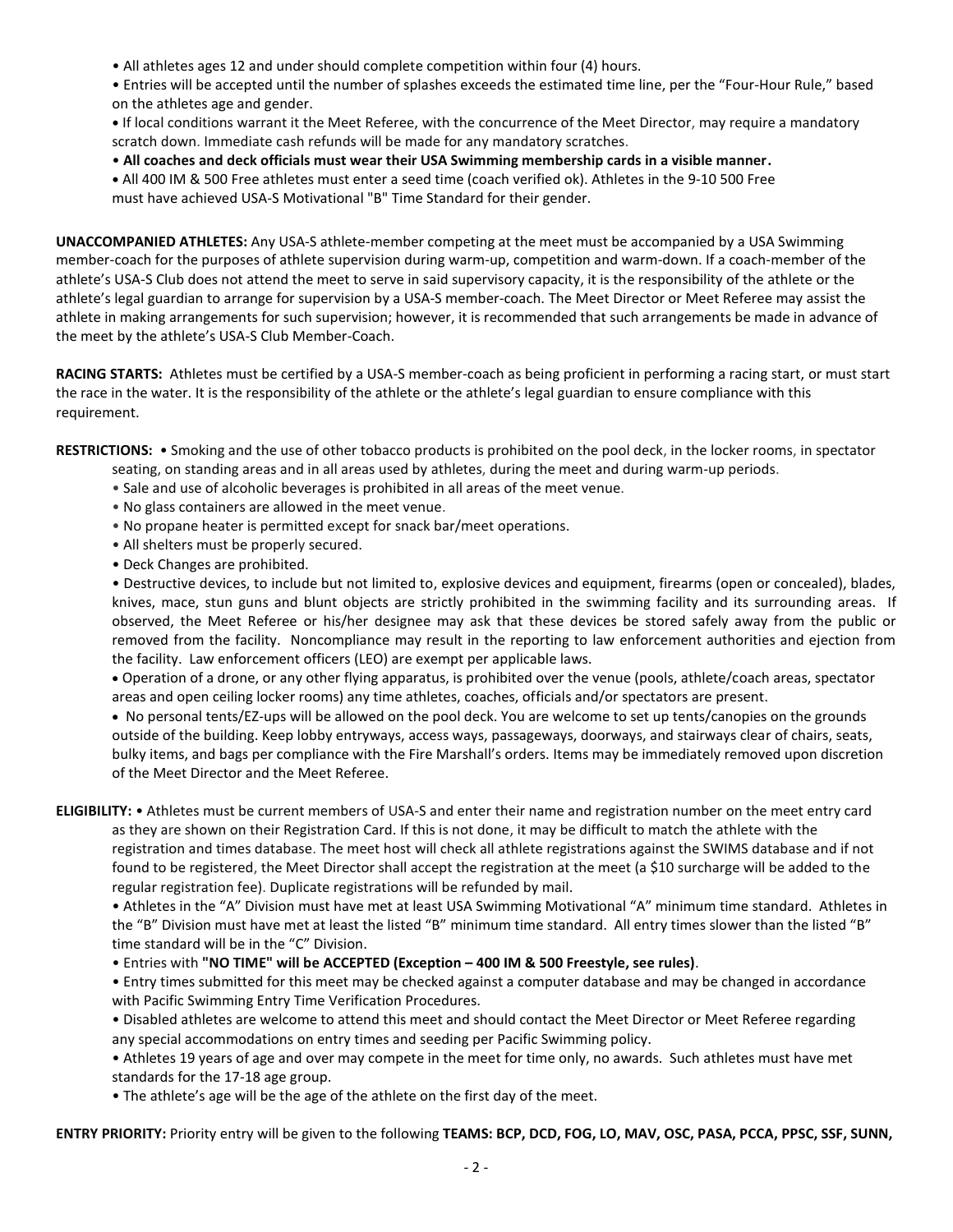- All athletes ages 12 and under should complete competition within four (4) hours.
- Entries will be accepted until the number of splashes exceeds the estimated time line, per the "Four-Hour Rule," based on the athletes age and gender.
- If local conditions warrant it the Meet Referee, with the concurrence of the Meet Director, may require a mandatory scratch down. Immediate cash refunds will be made for any mandatory scratches.
- **All coaches and deck officials must wear their USA Swimming membership cards in a visible manner.**
- All 400 IM & 500 Free athletes must enter a seed time (coach verified ok). Athletes in the 9-10 500 Free must have achieved USA-S Motivational "B" Time Standard for their gender.

**UNACCOMPANIED ATHLETES:** Any USA-S athlete-member competing at the meet must be accompanied by a USA Swimming member-coach for the purposes of athlete supervision during warm-up, competition and warm-down. If a coach-member of the athlete's USA-S Club does not attend the meet to serve in said supervisory capacity, it is the responsibility of the athlete or the athlete's legal guardian to arrange for supervision by a USA-S member-coach. The Meet Director or Meet Referee may assist the athlete in making arrangements for such supervision; however, it is recommended that such arrangements be made in advance of the meet by the athlete's USA-S Club Member-Coach.

**RACING STARTS:** Athletes must be certified by a USA-S member-coach as being proficient in performing a racing start, or must start the race in the water. It is the responsibility of the athlete or the athlete's legal guardian to ensure compliance with this requirement.

**RESTRICTIONS:**
- Smoking and the use of other tobacco products is prohibited on the pool deck, in the locker rooms, in spectator seating, on standing areas and in all areas used by athletes, during the meet and during warm-up periods.
- Sale and use of alcoholic beverages is prohibited in all areas of the meet venue.
- No glass containers are allowed in the meet venue.
- No propane heater is permitted except for snack bar/meet operations.
- All shelters must be properly secured.
- Deck Changes are prohibited.
- Destructive devices, to include but not limited to, explosive devices and equipment, firearms (open or concealed), blades, knives, mace, stun guns and blunt objects are strictly prohibited in the swimming facility and its surrounding areas. If observed, the Meet Referee or his/her designee may ask that these devices be stored safely away from the public or removed from the facility. Noncompliance may result in the reporting to law enforcement authorities and ejection from the facility. Law enforcement officers (LEO) are exempt per applicable laws.
- Operation of a drone, or any other flying apparatus, is prohibited over the venue (pools, athlete/coach areas, spectator areas and open ceiling locker rooms) any time athletes, coaches, officials and/or spectators are present.
- No personal tents/EZ-ups will be allowed on the pool deck. You are welcome to set up tents/canopies on the grounds outside of the building. Keep lobby entryways, access ways, passageways, doorways, and stairways clear of chairs, seats, bulky items, and bags per compliance with the Fire Marshall's orders. Items may be immediately removed upon discretion of the Meet Director and the Meet Referee.

**ELIGIBILITY:**
- Athletes must be current members of USA-S and enter their name and registration number on the meet entry card as they are shown on their Registration Card. If this is not done, it may be difficult to match the athlete with the registration and times database. The meet host will check all athlete registrations against the SWIMS database and if not found to be registered, the Meet Director shall accept the registration at the meet (a $10 surcharge will be added to the regular registration fee). Duplicate registrations will be refunded by mail.
- Athletes in the "A" Division must have met at least USA Swimming Motivational "A" minimum time standard. Athletes in the "B" Division must have met at least the listed "B" minimum time standard. All entry times slower than the listed "B" time standard will be in the "C" Division.
- Entries with **"NO TIME" will be ACCEPTED (Exception – 400 IM & 500 Freestyle, see rules)**.
- Entry times submitted for this meet may be checked against a computer database and may be changed in accordance with Pacific Swimming Entry Time Verification Procedures.
- Disabled athletes are welcome to attend this meet and should contact the Meet Director or Meet Referee regarding any special accommodations on entry times and seeding per Pacific Swimming policy.
- Athletes 19 years of age and over may compete in the meet for time only, no awards. Such athletes must have met standards for the 17-18 age group.
- The athlete's age will be the age of the athlete on the first day of the meet.

**ENTRY PRIORITY:** Priority entry will be given to the following **TEAMS: BCP, DCD, FOG, LO, MAV, OSC, PASA, PCCA, PPSC, SSF, SUNN,**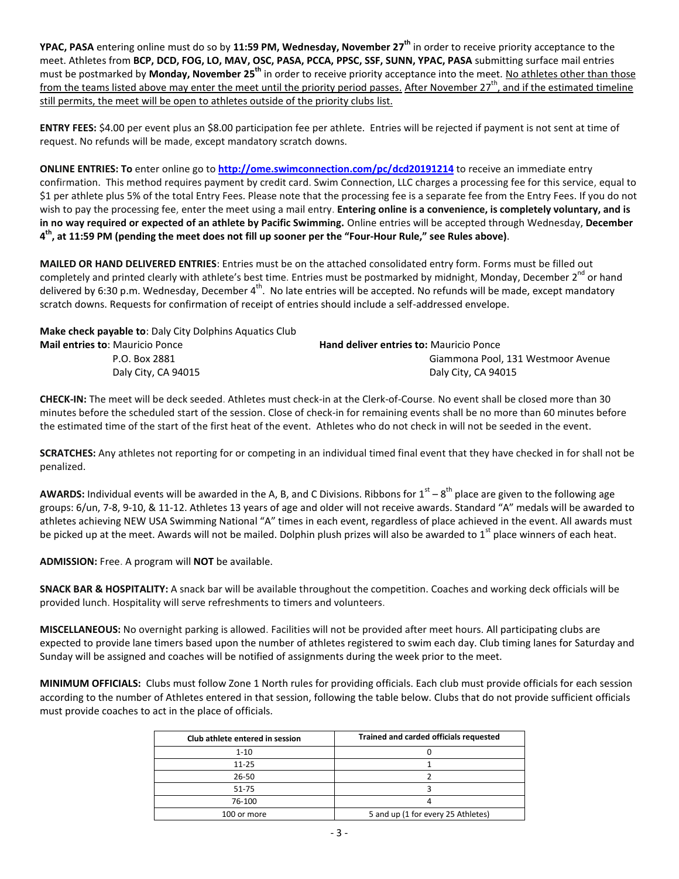**YPAC, PASA** entering online must do so by **11:59 PM, Wednesday, November 27th** in order to receive priority acceptance to the meet. Athletes from **BCP, DCD, FOG, LO, MAV, OSC, PASA, PCCA, PPSC, SSF, SUNN, YPAC, PASA** submitting surface mail entries must be postmarked by **Monday, November 25th** in order to receive priority acceptance into the meet. No athletes other than those from the teams listed above may enter the meet until the priority period passes. After November 27th, and if the estimated timeline still permits, the meet will be open to athletes outside of the priority clubs list.

**ENTRY FEES:** $4.00 per event plus an $8.00 participation fee per athlete. Entries will be rejected if payment is not sent at time of request. No refunds will be made, except mandatory scratch downs.

**ONLINE ENTRIES: To** enter online go to **http://ome.swimconnection.com/pc/dcd20191214** to receive an immediate entry confirmation. This method requires payment by credit card. Swim Connection, LLC charges a processing fee for this service, equal to $1 per athlete plus 5% of the total Entry Fees. Please note that the processing fee is a separate fee from the Entry Fees. If you do not wish to pay the processing fee, enter the meet using a mail entry. **Entering online is a convenience, is completely voluntary, and is in no way required or expected of an athlete by Pacific Swimming.** Online entries will be accepted through Wednesday, **December 4th, at 11:59 PM (pending the meet does not fill up sooner per the "Four-Hour Rule," see Rules above)**.

**MAILED OR HAND DELIVERED ENTRIES**: Entries must be on the attached consolidated entry form. Forms must be filled out completely and printed clearly with athlete's best time. Entries must be postmarked by midnight, Monday, December 2nd or hand delivered by 6:30 p.m. Wednesday, December 4th. No late entries will be accepted. No refunds will be made, except mandatory scratch downs. Requests for confirmation of receipt of entries should include a self-addressed envelope.

**Make check payable to**: Daly City Dolphins Aquatics Club

**Mail entries to**: Mauricio Ponce
P.O. Box 2881
Daly City, CA 94015

**Hand deliver entries to:** Mauricio Ponce
Giammona Pool, 131 Westmoor Avenue
Daly City, CA 94015

**CHECK-IN:** The meet will be deck seeded. Athletes must check-in at the Clerk-of-Course. No event shall be closed more than 30 minutes before the scheduled start of the session. Close of check-in for remaining events shall be no more than 60 minutes before the estimated time of the start of the first heat of the event. Athletes who do not check in will not be seeded in the event.

**SCRATCHES:** Any athletes not reporting for or competing in an individual timed final event that they have checked in for shall not be penalized.

**AWARDS:** Individual events will be awarded in the A, B, and C Divisions. Ribbons for 1st – 8th place are given to the following age groups: 6/un, 7-8, 9-10, & 11-12. Athletes 13 years of age and older will not receive awards. Standard "A" medals will be awarded to athletes achieving NEW USA Swimming National "A" times in each event, regardless of place achieved in the event. All awards must be picked up at the meet. Awards will not be mailed. Dolphin plush prizes will also be awarded to 1st place winners of each heat.

**ADMISSION:** Free. A program will **NOT** be available.

**SNACK BAR & HOSPITALITY:** A snack bar will be available throughout the competition. Coaches and working deck officials will be provided lunch. Hospitality will serve refreshments to timers and volunteers.

**MISCELLANEOUS:** No overnight parking is allowed. Facilities will not be provided after meet hours. All participating clubs are expected to provide lane timers based upon the number of athletes registered to swim each day. Club timing lanes for Saturday and Sunday will be assigned and coaches will be notified of assignments during the week prior to the meet.

**MINIMUM OFFICIALS:** Clubs must follow Zone 1 North rules for providing officials. Each club must provide officials for each session according to the number of Athletes entered in that session, following the table below. Clubs that do not provide sufficient officials must provide coaches to act in the place of officials.

| Club athlete entered in session | Trained and carded officials requested |
|---|---|
| 1-10 | 0 |
| 11-25 | 1 |
| 26-50 | 2 |
| 51-75 | 3 |
| 76-100 | 4 |
| 100 or more | 5 and up (1 for every 25 Athletes) |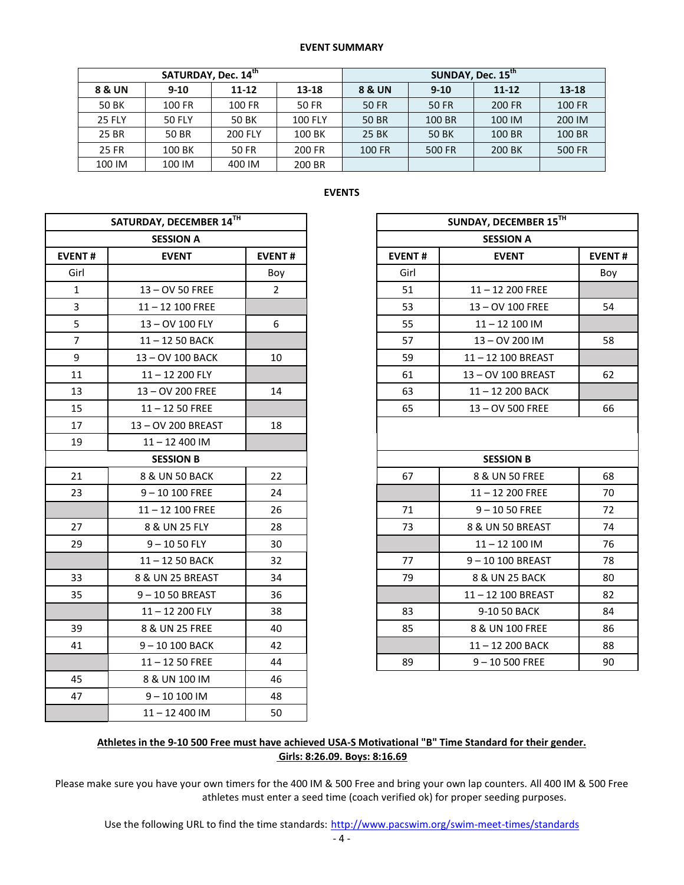**EVENT SUMMARY**

| SATURDAY, Dec. 14th | | | | SUNDAY, Dec. 15th | | | |
|---|---|---|---|---|---|---|---|
| 8 & UN | 9-10 | 11-12 | 13-18 | 8 & UN | 9-10 | 11-12 | 13-18 |
| 50 BK | 100 FR | 100 FR | 50 FR | 50 FR | 50 FR | 200 FR | 100 FR |
| 25 FLY | 50 FLY | 50 BK | 100 FLY | 50 BR | 100 BR | 100 IM | 200 IM |
| 25 BR | 50 BR | 200 FLY | 100 BK | 25 BK | 50 BK | 100 BR | 100 BR |
| 25 FR | 100 BK | 50 FR | 200 FR | 100 FR | 500 FR | 200 BK | 500 FR |
| 100 IM | 100 IM | 400 IM | 200 BR | | | | |

**EVENTS**

| SATURDAY, DECEMBER 14TH | | |
|---|---|---|
| **SESSION A** | | |
| EVENT # | EVENT | EVENT # |
| Girl | | Boy |
| 1 | 13 – OV 50 FREE | 2 |
| 3 | 11 – 12 100 FREE | |
| 5 | 13 – OV 100 FLY | 6 |
| 7 | 11 – 12 50 BACK | |
| 9 | 13 – OV 100 BACK | 10 |
| 11 | 11 – 12 200 FLY | |
| 13 | 13 – OV 200 FREE | 14 |
| 15 | 11 – 12 50 FREE | |
| 17 | 13 – OV 200 BREAST | 18 |
| 19 | 11 – 12 400 IM | |
| **SESSION B** | | |
| 21 | 8 & UN 50 BACK | 22 |
| 23 | 9 – 10 100 FREE | 24 |
| | 11 – 12 100 FREE | 26 |
| 27 | 8 & UN 25 FLY | 28 |
| 29 | 9 – 10 50 FLY | 30 |
| | 11 – 12 50 BACK | 32 |
| 33 | 8 & UN 25 BREAST | 34 |
| 35 | 9 – 10 50 BREAST | 36 |
| | 11 – 12 200 FLY | 38 |
| 39 | 8 & UN 25 FREE | 40 |
| 41 | 9 – 10 100 BACK | 42 |
| | 11 – 12 50 FREE | 44 |
| 45 | 8 & UN 100 IM | 46 |
| 47 | 9 – 10 100 IM | 48 |
| | 11 – 12 400 IM | 50 |

| SUNDAY, DECEMBER 15TH | | |
|---|---|---|
| **SESSION A** | | |
| EVENT # | EVENT | EVENT # |
| Girl | | Boy |
| 51 | 11 – 12 200 FREE | |
| 53 | 13 – OV 100 FREE | 54 |
| 55 | 11 – 12 100 IM | |
| 57 | 13 – OV 200 IM | 58 |
| 59 | 11 – 12 100 BREAST | |
| 61 | 13 – OV 100 BREAST | 62 |
| 63 | 11 – 12 200 BACK | |
| 65 | 13 – OV 500 FREE | 66 |
| **SESSION B** | | |
| 67 | 8 & UN 50 FREE | 68 |
| | 11 – 12 200 FREE | 70 |
| 71 | 9 – 10 50 FREE | 72 |
| 73 | 8 & UN 50 BREAST | 74 |
| | 11 – 12 100 IM | 76 |
| 77 | 9 – 10 100 BREAST | 78 |
| 79 | 8 & UN 25 BACK | 80 |
| | 11 – 12 100 BREAST | 82 |
| 83 | 9-10 50 BACK | 84 |
| 85 | 8 & UN 100 FREE | 86 |
| | 11 – 12 200 BACK | 88 |
| 89 | 9 – 10 500 FREE | 90 |

**Athletes in the 9-10 500 Free must have achieved USA-S Motivational "B" Time Standard for their gender. Girls: 8:26.09. Boys: 8:16.69**

Please make sure you have your own timers for the 400 IM & 500 Free and bring your own lap counters. All 400 IM & 500 Free athletes must enter a seed time (coach verified ok) for proper seeding purposes.

Use the following URL to find the time standards: http://www.pacswim.org/swim-meet-times/standards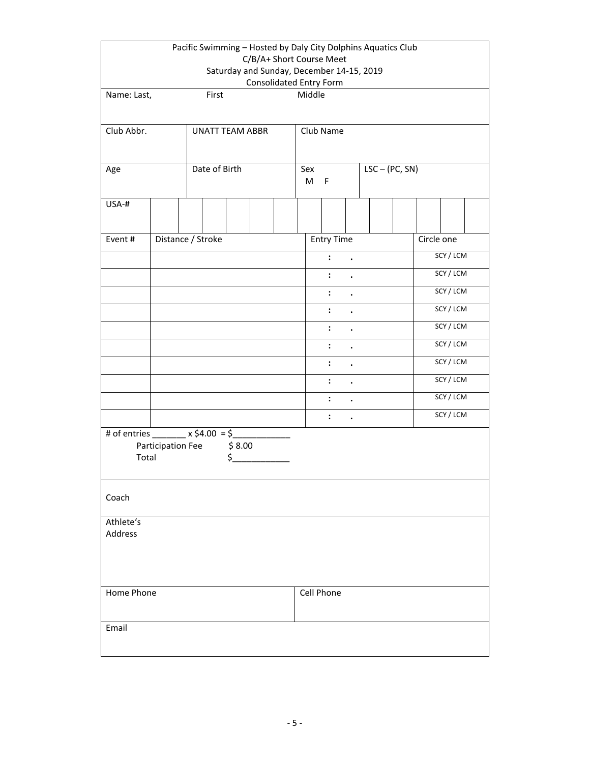Pacific Swimming – Hosted by Daly City Dolphins Aquatics Club
C/B/A+ Short Course Meet
Saturday and Sunday, December 14-15, 2019
Consolidated Entry Form

| Name: Last, | First | Middle |
|---|---|---|
| | | |

| Club Abbr. | UNATT TEAM ABBR | Club Name |
|---|---|---|
| | | |

| Age | Date of Birth | Sex M F | LSC – (PC, SN) |
|---|---|---|---|
| | | | |

| USA-# | | | | | | | | | | | | | | |
|---|---|---|---|---|---|---|---|---|---|---|---|---|---|---|
| | | | | | | | | | | | | | | |

| Event # | Distance / Stroke | Entry Time | Circle one |
|---|---|---|---|
| | | : . | SCY / LCM |
| | | : . | SCY / LCM |
| | | : . | SCY / LCM |
| | | : . | SCY / LCM |
| | | : . | SCY / LCM |
| | | : . | SCY / LCM |
| | | : . | SCY / LCM |
| | | : . | SCY / LCM |
| | | : . | SCY / LCM |
| | | : . | SCY / LCM |

# of entries _______ x $4.00 = $____________

Participation Fee $ 8.00

Total $____________

Coach

Athlete's Address

| Home Phone | Cell Phone |
|---|---|
| | |

Email